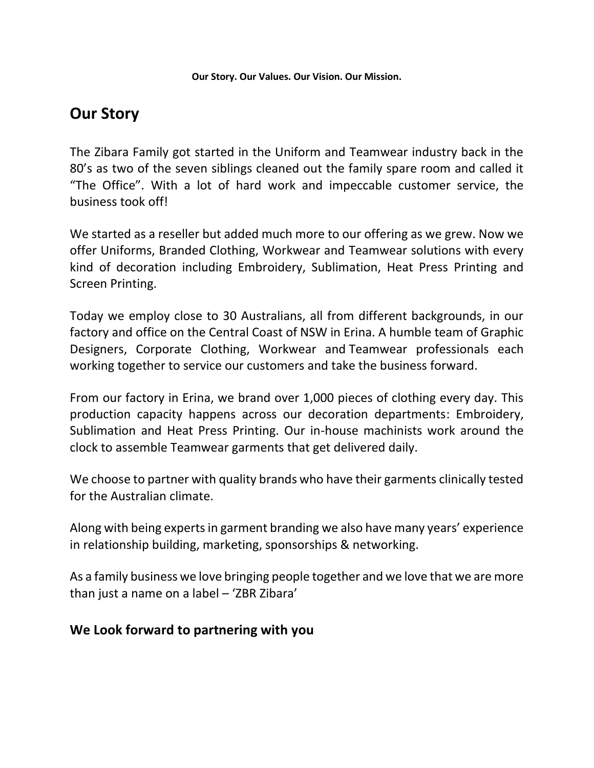**Our Story. Our Values. Our Vision. Our Mission.**

## Our Story

The Zibara Family got started in the Uniform and Teamwear industry back in the 80's as two of the seven siblings cleaned out the family spare room and called it "The Office". With a lot of hard work and impeccable customer service, the business took off!

We started as a reseller but added much more to our offering as we grew. Now we offer Uniforms, Branded Clothing, Workwear and Teamwear solutions with every kind of decoration including Embroidery, Sublimation, Heat Press Printing and Screen Printing.

Today we employ close to 30 Australians, all from different backgrounds, in our factory and office on the Central Coast of NSW in Erina. A humble team of Graphic Designers, Corporate Clothing, Workwear and Teamwear professionals each working together to service our customers and take the business forward.

From our factory in Erina, we brand over 1,000 pieces of clothing every day. This production capacity happens across our decoration departments: Embroidery, Sublimation and Heat Press Printing. Our in-house machinists work around the clock to assemble Teamwear garments that get delivered daily.

We choose to partner with quality brands who have their garments clinically tested for the Australian climate.

Along with being experts in garment branding we also have many years' experience in relationship building, marketing, sponsorships & networking.

As a family business we love bringing people together and we love that we are more than just a name on a label – 'ZBR Zibara'

### We Look forward to partnering with you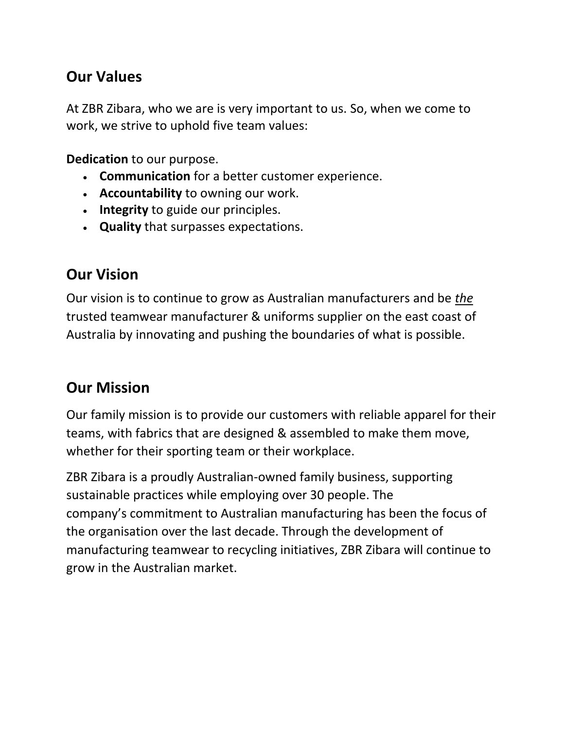## Our Values

At ZBR Zibara, who we are is very important to us. So, when we come to work, we strive to uphold five team values:

**Dedication** to our purpose.

- **Communication** for a better customer experience.
- **Accountability** to owning our work.
- **Integrity** to guide our principles.
- **Quality** that surpasses expectations.

## Our Vision

Our vision is to continue to grow as Australian manufacturers and be *the* trusted teamwear manufacturer & uniforms supplier on the east coast of Australia by innovating and pushing the boundaries of what is possible.

## Our Mission

Our family mission is to provide our customers with reliable apparel for their teams, with fabrics that are designed & assembled to make them move, whether for their sporting team or their workplace.

ZBR Zibara is a proudly Australian-owned family business, supporting sustainable practices while employing over 30 people. The company's commitment to Australian manufacturing has been the focus of the organisation over the last decade. Through the development of manufacturing teamwear to recycling initiatives, ZBR Zibara will continue to grow in the Australian market.